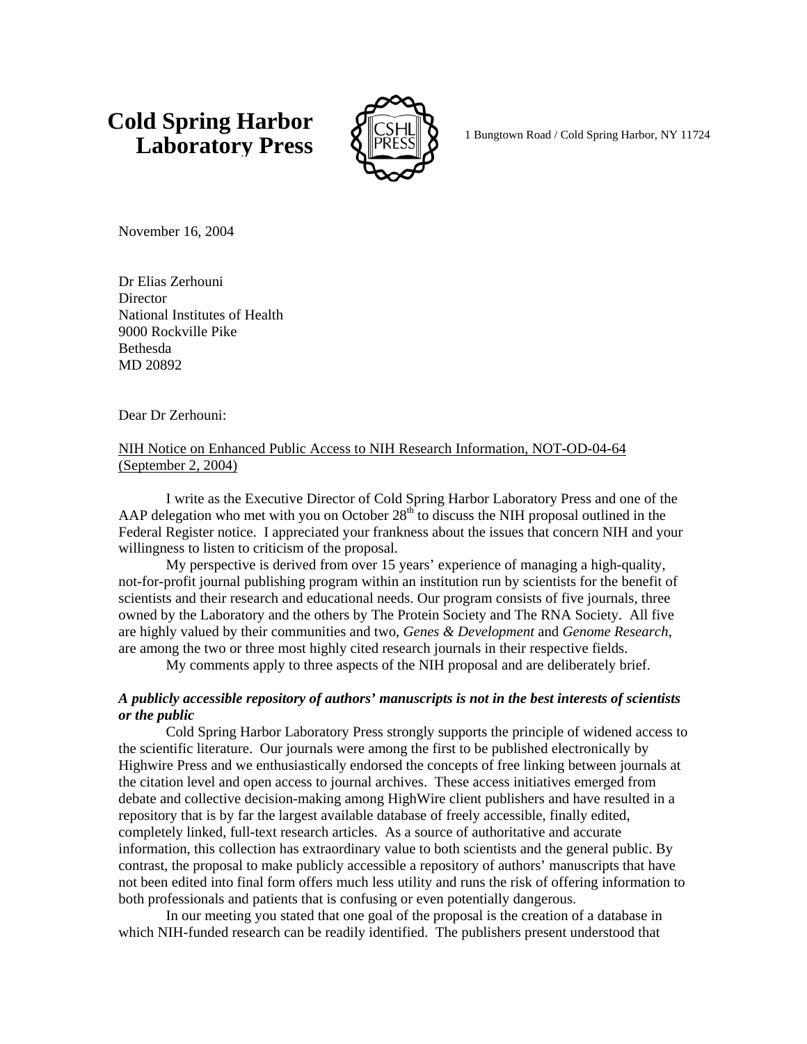**Cold Spring Harbor Laboratory Press**

1 Bungtown Road / Cold Spring Harbor, NY 11724

November 16, 2004

Dr Elias Zerhouni
Director
National Institutes of Health
9000 Rockville Pike
Bethesda
MD 20892

Dear Dr Zerhouni:

NIH Notice on Enhanced Public Access to NIH Research Information, NOT-OD-04-64 (September 2, 2004)

I write as the Executive Director of Cold Spring Harbor Laboratory Press and one of the AAP delegation who met with you on October 28th to discuss the NIH proposal outlined in the Federal Register notice. I appreciated your frankness about the issues that concern NIH and your willingness to listen to criticism of the proposal.

My perspective is derived from over 15 years' experience of managing a high-quality, not-for-profit journal publishing program within an institution run by scientists for the benefit of scientists and their research and educational needs. Our program consists of five journals, three owned by the Laboratory and the others by The Protein Society and The RNA Society. All five are highly valued by their communities and two, *Genes & Development* and *Genome Research*, are among the two or three most highly cited research journals in their respective fields.

My comments apply to three aspects of the NIH proposal and are deliberately brief.

***A publicly accessible repository of authors' manuscripts is not in the best interests of scientists or the public***

Cold Spring Harbor Laboratory Press strongly supports the principle of widened access to the scientific literature. Our journals were among the first to be published electronically by Highwire Press and we enthusiastically endorsed the concepts of free linking between journals at the citation level and open access to journal archives. These access initiatives emerged from debate and collective decision-making among HighWire client publishers and have resulted in a repository that is by far the largest available database of freely accessible, finally edited, completely linked, full-text research articles. As a source of authoritative and accurate information, this collection has extraordinary value to both scientists and the general public. By contrast, the proposal to make publicly accessible a repository of authors' manuscripts that have not been edited into final form offers much less utility and runs the risk of offering information to both professionals and patients that is confusing or even potentially dangerous.

In our meeting you stated that one goal of the proposal is the creation of a database in which NIH-funded research can be readily identified. The publishers present understood that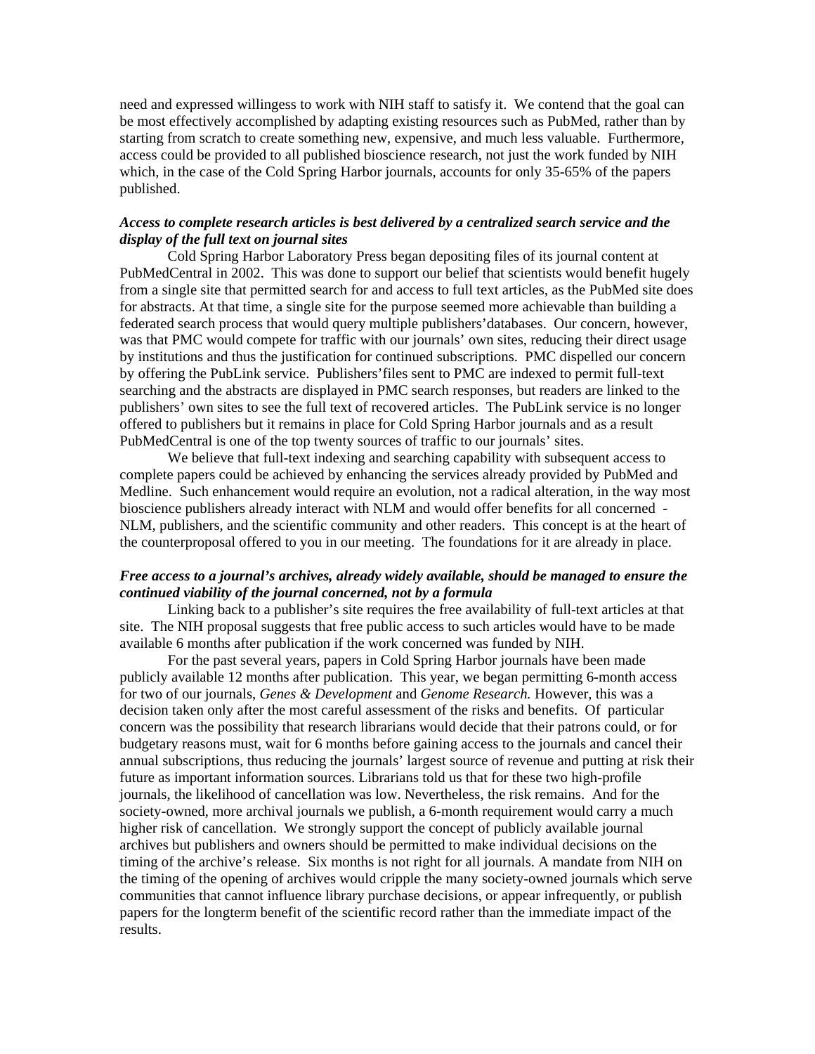need and expressed willingess to work with NIH staff to satisfy it. We contend that the goal can be most effectively accomplished by adapting existing resources such as PubMed, rather than by starting from scratch to create something new, expensive, and much less valuable. Furthermore, access could be provided to all published bioscience research, not just the work funded by NIH which, in the case of the Cold Spring Harbor journals, accounts for only 35-65% of the papers published.

***Access to complete research articles is best delivered by a centralized search service and the display of the full text on journal sites***

Cold Spring Harbor Laboratory Press began depositing files of its journal content at PubMedCentral in 2002. This was done to support our belief that scientists would benefit hugely from a single site that permitted search for and access to full text articles, as the PubMed site does for abstracts. At that time, a single site for the purpose seemed more achievable than building a federated search process that would query multiple publishers' databases. Our concern, however, was that PMC would compete for traffic with our journals' own sites, reducing their direct usage by institutions and thus the justification for continued subscriptions. PMC dispelled our concern by offering the PubLink service. Publishers' files sent to PMC are indexed to permit full-text searching and the abstracts are displayed in PMC search responses, but readers are linked to the publishers' own sites to see the full text of recovered articles. The PubLink service is no longer offered to publishers but it remains in place for Cold Spring Harbor journals and as a result PubMedCentral is one of the top twenty sources of traffic to our journals' sites.

We believe that full-text indexing and searching capability with subsequent access to complete papers could be achieved by enhancing the services already provided by PubMed and Medline. Such enhancement would require an evolution, not a radical alteration, in the way most bioscience publishers already interact with NLM and would offer benefits for all concerned - NLM, publishers, and the scientific community and other readers. This concept is at the heart of the counterproposal offered to you in our meeting. The foundations for it are already in place.

***Free access to a journal's archives, already widely available, should be managed to ensure the continued viability of the journal concerned, not by a formula***

Linking back to a publisher's site requires the free availability of full-text articles at that site. The NIH proposal suggests that free public access to such articles would have to be made available 6 months after publication if the work concerned was funded by NIH.

For the past several years, papers in Cold Spring Harbor journals have been made publicly available 12 months after publication. This year, we began permitting 6-month access for two of our journals, *Genes & Development* and *Genome Research.* However, this was a decision taken only after the most careful assessment of the risks and benefits. Of particular concern was the possibility that research librarians would decide that their patrons could, or for budgetary reasons must, wait for 6 months before gaining access to the journals and cancel their annual subscriptions, thus reducing the journals' largest source of revenue and putting at risk their future as important information sources. Librarians told us that for these two high-profile journals, the likelihood of cancellation was low. Nevertheless, the risk remains. And for the society-owned, more archival journals we publish, a 6-month requirement would carry a much higher risk of cancellation. We strongly support the concept of publicly available journal archives but publishers and owners should be permitted to make individual decisions on the timing of the archive's release. Six months is not right for all journals. A mandate from NIH on the timing of the opening of archives would cripple the many society-owned journals which serve communities that cannot influence library purchase decisions, or appear infrequently, or publish papers for the longterm benefit of the scientific record rather than the immediate impact of the results.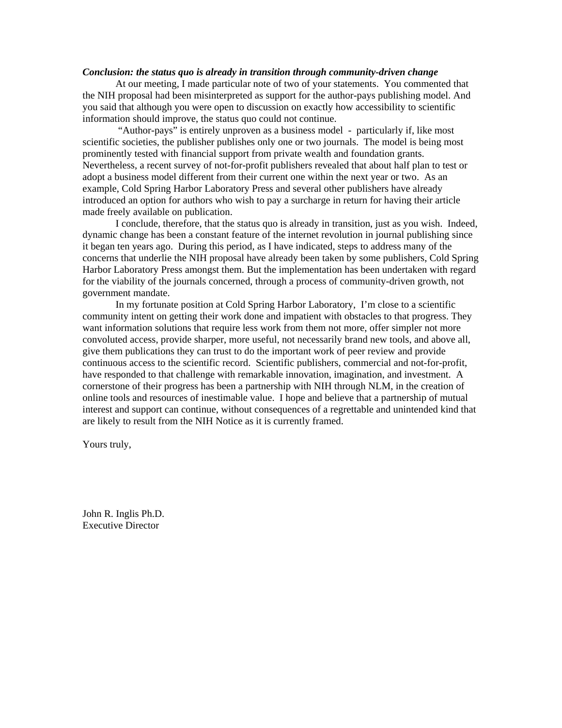***Conclusion: the status quo is already in transition through community-driven change***

At our meeting, I made particular note of two of your statements. You commented that the NIH proposal had been misinterpreted as support for the author-pays publishing model. And you said that although you were open to discussion on exactly how accessibility to scientific information should improve, the status quo could not continue.

"Author-pays" is entirely unproven as a business model - particularly if, like most scientific societies, the publisher publishes only one or two journals. The model is being most prominently tested with financial support from private wealth and foundation grants. Nevertheless, a recent survey of not-for-profit publishers revealed that about half plan to test or adopt a business model different from their current one within the next year or two. As an example, Cold Spring Harbor Laboratory Press and several other publishers have already introduced an option for authors who wish to pay a surcharge in return for having their article made freely available on publication.

I conclude, therefore, that the status quo is already in transition, just as you wish. Indeed, dynamic change has been a constant feature of the internet revolution in journal publishing since it began ten years ago. During this period, as I have indicated, steps to address many of the concerns that underlie the NIH proposal have already been taken by some publishers, Cold Spring Harbor Laboratory Press amongst them. But the implementation has been undertaken with regard for the viability of the journals concerned, through a process of community-driven growth, not government mandate.

In my fortunate position at Cold Spring Harbor Laboratory, I'm close to a scientific community intent on getting their work done and impatient with obstacles to that progress. They want information solutions that require less work from them not more, offer simpler not more convoluted access, provide sharper, more useful, not necessarily brand new tools, and above all, give them publications they can trust to do the important work of peer review and provide continuous access to the scientific record. Scientific publishers, commercial and not-for-profit, have responded to that challenge with remarkable innovation, imagination, and investment. A cornerstone of their progress has been a partnership with NIH through NLM, in the creation of online tools and resources of inestimable value. I hope and believe that a partnership of mutual interest and support can continue, without consequences of a regrettable and unintended kind that are likely to result from the NIH Notice as it is currently framed.

Yours truly,

John R. Inglis Ph.D.
Executive Director